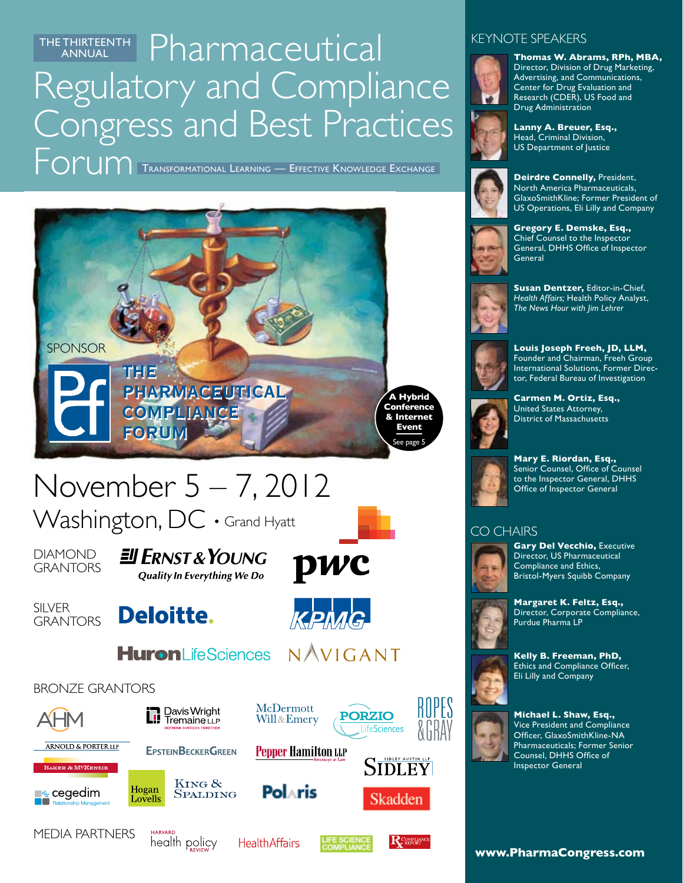THE THIRTEENTH ANNUAL

# Pharmaceutical Regulatory and Compliance Congress and Best Practices Forum

TRANSFORMATIONAL LEARNING — EFFECTIVE KNOWLEDGE EXCHANGE

SPONSOR

THE PHARMACEUTICAL COMPLIANCE FORUM

A Hybrid Conference & Internet Event
See page 5

## November 5 – 7, 2012

Washington, DC • Grand Hyatt

DIAMOND GRANTORS

Ernst & Young — Quality In Everything We Do
pwc

SILVER GRANTORS

Deloitte.
KPMG
Huron Life Sciences
NAVIGANT

BRONZE GRANTORS

AHM
Davis Wright Tremaine LLP — Defining Success Together
McDermott Will & Emery
Porzio LifeSciences
Ropes & Gray
Arnold & Porter LLP
Baker & McKenzie
EpsteinBeckerGreen
Pepper Hamilton LLP — Attorneys at Law
Sidley Austin LLP — Sidley
cegedim Relationship Management
Hogan Lovells
King & Spalding
Polaris
Skadden

MEDIA PARTNERS

Harvard Health Policy Review
Health Affairs
Life Science Compliance
RX Compliance Report

## KEYNOTE SPEAKERS

**Thomas W. Abrams, RPh, MBA,** Director, Division of Drug Marketing, Advertising, and Communications, Center for Drug Evaluation and Research (CDER), US Food and Drug Administration

**Lanny A. Breuer, Esq.,** Head, Criminal Division, US Department of Justice

**Deirdre Connelly,** President, North America Pharmaceuticals, GlaxoSmithKline; Former President of US Operations, Eli Lilly and Company

**Gregory E. Demske, Esq.,** Chief Counsel to the Inspector General, DHHS Office of Inspector General

**Susan Dentzer,** Editor-in-Chief, *Health Affairs;* Health Policy Analyst, *The News Hour with Jim Lehrer*

**Louis Joseph Freeh, JD, LLM,** Founder and Chairman, Freeh Group International Solutions, Former Director, Federal Bureau of Investigation

**Carmen M. Ortiz, Esq.,** United States Attorney, District of Massachusetts

**Mary E. Riordan, Esq.,** Senior Counsel, Office of Counsel to the Inspector General, DHHS Office of Inspector General

## CO CHAIRS

**Gary Del Vecchio,** Executive Director, US Pharmaceutical Compliance and Ethics, Bristol-Myers Squibb Company

**Margaret K. Feltz, Esq.,** Director, Corporate Compliance, Purdue Pharma LP

**Kelly B. Freeman, PhD,** Ethics and Compliance Officer, Eli Lilly and Company

**Michael L. Shaw, Esq.,** Vice President and Compliance Officer, GlaxoSmithKline-NA Pharmaceuticals; Former Senior Counsel, DHHS Office of Inspector General

**www.PharmaCongress.com**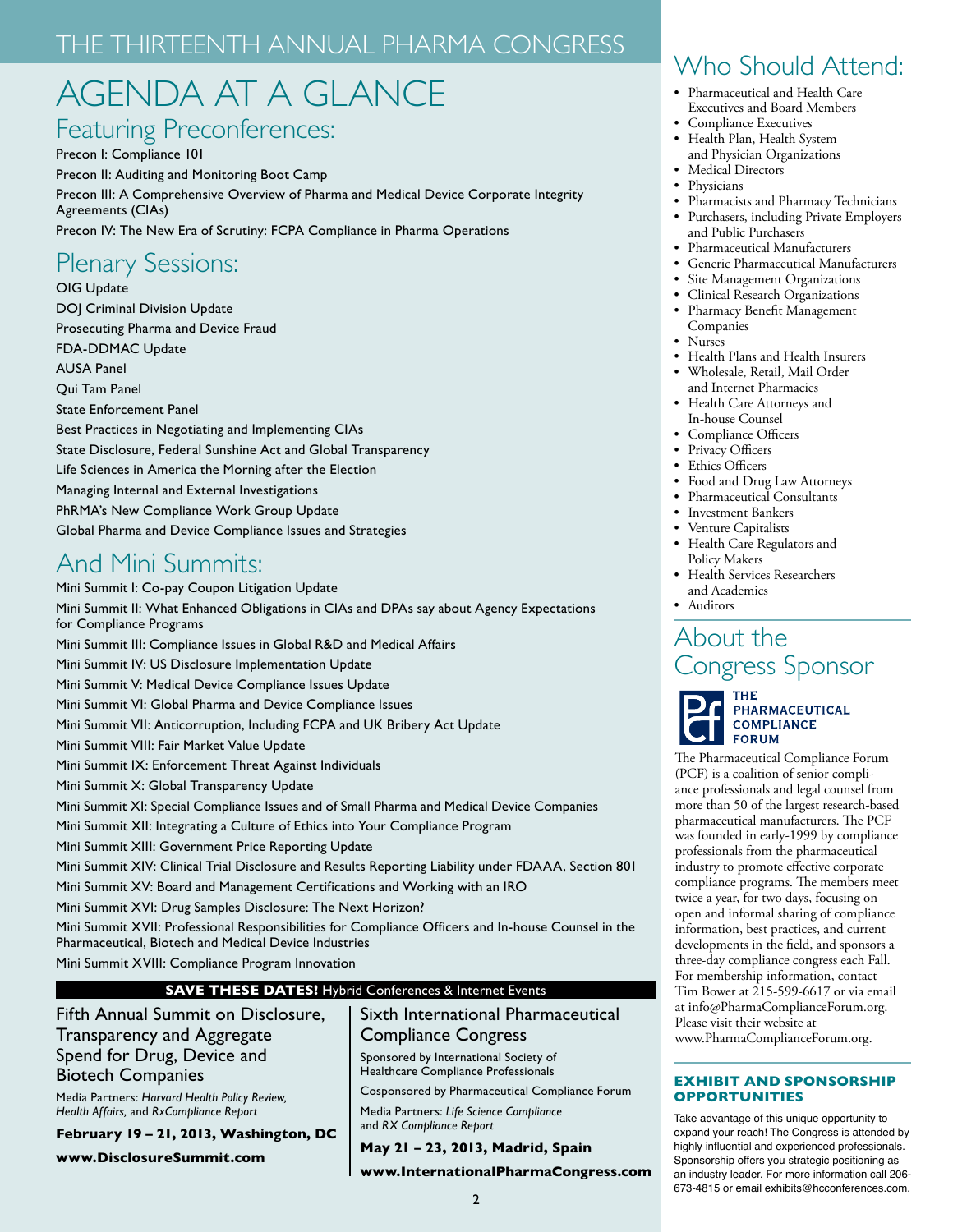# THE THIRTEENTH ANNUAL PHARMA CONGRESS

# AGENDA AT A GLANCE

## Featuring Preconferences:

Precon I: Compliance 101

Precon II: Auditing and Monitoring Boot Camp

Precon III: A Comprehensive Overview of Pharma and Medical Device Corporate Integrity Agreements (CIAs)

Precon IV: The New Era of Scrutiny: FCPA Compliance in Pharma Operations

## Plenary Sessions:

OIG Update

DOJ Criminal Division Update

Prosecuting Pharma and Device Fraud

FDA-DDMAC Update

AUSA Panel

Qui Tam Panel

State Enforcement Panel

Best Practices in Negotiating and Implementing CIAs

State Disclosure, Federal Sunshine Act and Global Transparency

Life Sciences in America the Morning after the Election

Managing Internal and External Investigations

PhRMA's New Compliance Work Group Update

Global Pharma and Device Compliance Issues and Strategies

## And Mini Summits:

Mini Summit I: Co-pay Coupon Litigation Update

Mini Summit II: What Enhanced Obligations in CIAs and DPAs say about Agency Expectations for Compliance Programs

Mini Summit III: Compliance Issues in Global R&D and Medical Affairs

Mini Summit IV: US Disclosure Implementation Update

Mini Summit V: Medical Device Compliance Issues Update

Mini Summit VI: Global Pharma and Device Compliance Issues

Mini Summit VII: Anticorruption, Including FCPA and UK Bribery Act Update

Mini Summit VIII: Fair Market Value Update

Mini Summit IX: Enforcement Threat Against Individuals

Mini Summit X: Global Transparency Update

Mini Summit XI: Special Compliance Issues and of Small Pharma and Medical Device Companies

Mini Summit XII: Integrating a Culture of Ethics into Your Compliance Program

Mini Summit XIII: Government Price Reporting Update

Mini Summit XIV: Clinical Trial Disclosure and Results Reporting Liability under FDAAA, Section 801

Mini Summit XV: Board and Management Certifications and Working with an IRO

Mini Summit XVI: Drug Samples Disclosure: The Next Horizon?

Mini Summit XVII: Professional Responsibilities for Compliance Officers and In-house Counsel in the Pharmaceutical, Biotech and Medical Device Industries

Mini Summit XVIII: Compliance Program Innovation

**SAVE THESE DATES!** Hybrid Conferences & Internet Events

### Fifth Annual Summit on Disclosure, Transparency and Aggregate Spend for Drug, Device and Biotech Companies

Media Partners: *Harvard Health Policy Review, Health Affairs,* and *RxCompliance Report*

**February 19 – 21, 2013, Washington, DC**

**www.DisclosureSummit.com**

### Sixth International Pharmaceutical Compliance Congress

Sponsored by International Society of Healthcare Compliance Professionals

Cosponsored by Pharmaceutical Compliance Forum

Media Partners: *Life Science Compliance* and *RX Compliance Report*

**May 21 – 23, 2013, Madrid, Spain**

**www.InternationalPharmaCongress.com**

## Who Should Attend:

- Pharmaceutical and Health Care Executives and Board Members
- Compliance Executives
- Health Plan, Health System and Physician Organizations
- Medical Directors
- Physicians
- Pharmacists and Pharmacy Technicians
- Purchasers, including Private Employers and Public Purchasers
- Pharmaceutical Manufacturers
- Generic Pharmaceutical Manufacturers
- Site Management Organizations
- Clinical Research Organizations
- Pharmacy Benefit Management Companies
- Nurses
- Health Plans and Health Insurers
- Wholesale, Retail, Mail Order and Internet Pharmacies
- Health Care Attorneys and In-house Counsel
- Compliance Officers
- Privacy Officers
- Ethics Officers
- Food and Drug Law Attorneys
- Pharmaceutical Consultants
- Investment Bankers
- Venture Capitalists
- Health Care Regulators and Policy Makers
- Health Services Researchers and Academics
- Auditors

## About the Congress Sponsor

THE PHARMACEUTICAL COMPLIANCE FORUM

The Pharmaceutical Compliance Forum (PCF) is a coalition of senior compliance professionals and legal counsel from more than 50 of the largest research-based pharmaceutical manufacturers. The PCF was founded in early-1999 by compliance professionals from the pharmaceutical industry to promote effective corporate compliance programs. The members meet twice a year, for two days, focusing on open and informal sharing of compliance information, best practices, and current developments in the field, and sponsors a three-day compliance congress each Fall. For membership information, contact Tim Bower at 215-599-6617 or via email at info@PharmaComplianceForum.org. Please visit their website at www.PharmaComplianceForum.org.

### EXHIBIT AND SPONSORSHIP OPPORTUNITIES

Take advantage of this unique opportunity to expand your reach! The Congress is attended by highly influential and experienced professionals. Sponsorship offers you strategic positioning as an industry leader. For more information call 206-673-4815 or email exhibits@hcconferences.com.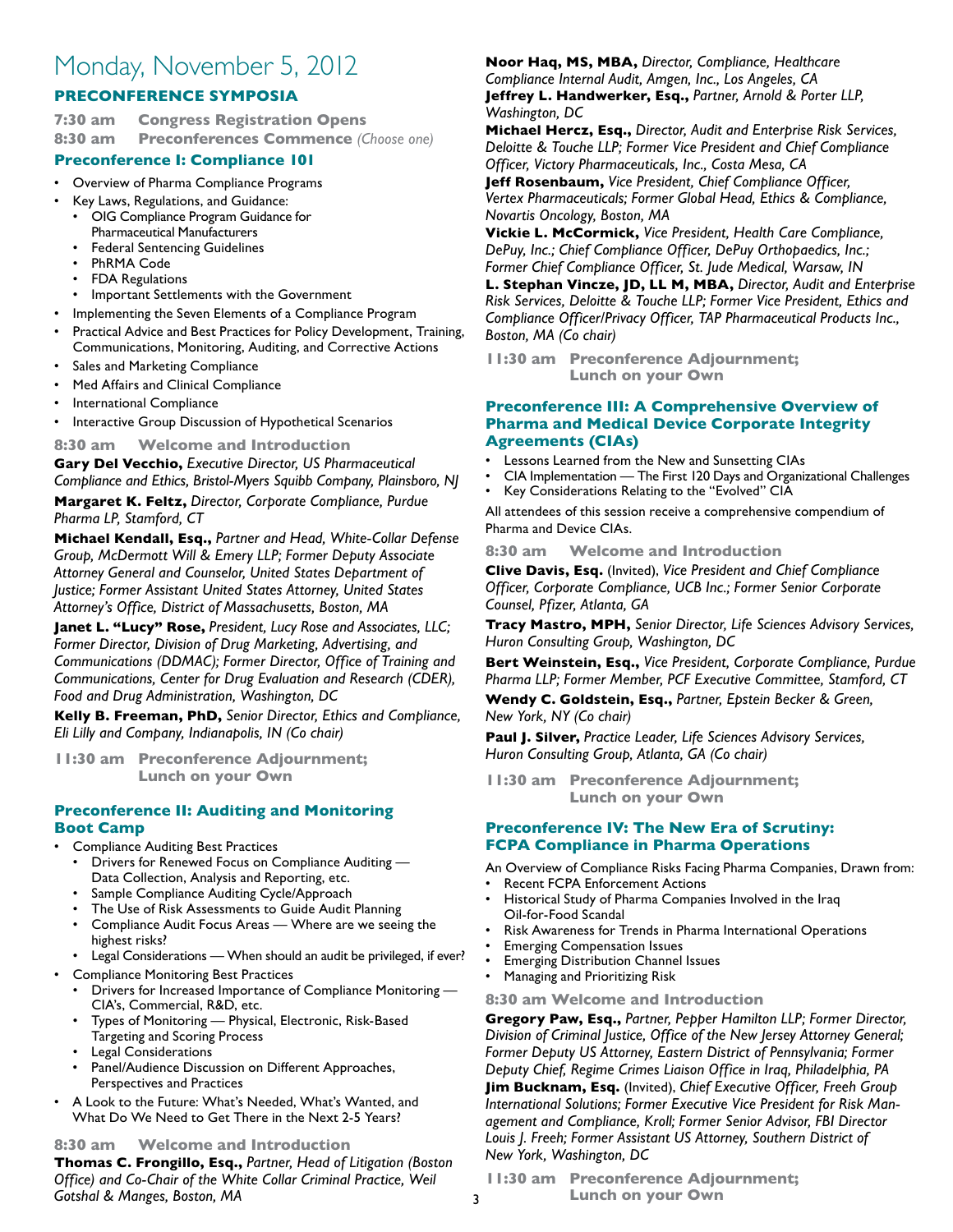# Monday, November 5, 2012

## PRECONFERENCE SYMPOSIA

**7:30 am Congress Registration Opens**

**8:30 am Preconferences Commence** *(Choose one)*

### Preconference I: Compliance 101

- Overview of Pharma Compliance Programs
- Key Laws, Regulations, and Guidance:
  - OIG Compliance Program Guidance for Pharmaceutical Manufacturers
  - Federal Sentencing Guidelines
  - PhRMA Code
  - FDA Regulations
  - Important Settlements with the Government
- Implementing the Seven Elements of a Compliance Program
- Practical Advice and Best Practices for Policy Development, Training, Communications, Monitoring, Auditing, and Corrective Actions
- Sales and Marketing Compliance
- Med Affairs and Clinical Compliance
- International Compliance
- Interactive Group Discussion of Hypothetical Scenarios

**8:30 am Welcome and Introduction**

**Gary Del Vecchio,** *Executive Director, US Pharmaceutical Compliance and Ethics, Bristol-Myers Squibb Company, Plainsboro, NJ*

**Margaret K. Feltz,** *Director, Corporate Compliance, Purdue Pharma LP, Stamford, CT*

**Michael Kendall, Esq.,** *Partner and Head, White-Collar Defense Group, McDermott Will & Emery LLP; Former Deputy Associate Attorney General and Counselor, United States Department of Justice; Former Assistant United States Attorney, United States Attorney's Office, District of Massachusetts, Boston, MA*

**Janet L. "Lucy" Rose,** *President, Lucy Rose and Associates, LLC; Former Director, Division of Drug Marketing, Advertising, and Communications (DDMAC); Former Director, Office of Training and Communications, Center for Drug Evaluation and Research (CDER), Food and Drug Administration, Washington, DC*

**Kelly B. Freeman, PhD,** *Senior Director, Ethics and Compliance, Eli Lilly and Company, Indianapolis, IN (Co chair)*

**11:30 am Preconference Adjournment; Lunch on your Own**

### Preconference II: Auditing and Monitoring Boot Camp

- Compliance Auditing Best Practices
  - Drivers for Renewed Focus on Compliance Auditing — Data Collection, Analysis and Reporting, etc.
  - Sample Compliance Auditing Cycle/Approach
  - The Use of Risk Assessments to Guide Audit Planning
  - Compliance Audit Focus Areas — Where are we seeing the highest risks?
  - Legal Considerations — When should an audit be privileged, if ever?
- Compliance Monitoring Best Practices
  - Drivers for Increased Importance of Compliance Monitoring — CIA's, Commercial, R&D, etc.
  - Types of Monitoring — Physical, Electronic, Risk-Based Targeting and Scoring Process
  - Legal Considerations
  - Panel/Audience Discussion on Different Approaches, Perspectives and Practices
- A Look to the Future: What's Needed, What's Wanted, and What Do We Need to Get There in the Next 2-5 Years?

**8:30 am Welcome and Introduction**

**Thomas C. Frongillo, Esq.,** *Partner, Head of Litigation (Boston Office) and Co-Chair of the White Collar Criminal Practice, Weil Gotshal & Manges, Boston, MA*

**Noor Haq, MS, MBA,** *Director, Compliance, Healthcare Compliance Internal Audit, Amgen, Inc., Los Angeles, CA*

**Jeffrey L. Handwerker, Esq.,** *Partner, Arnold & Porter LLP, Washington, DC*

**Michael Hercz, Esq.,** *Director, Audit and Enterprise Risk Services, Deloitte & Touche LLP; Former Vice President and Chief Compliance Officer, Victory Pharmaceuticals, Inc., Costa Mesa, CA*

**Jeff Rosenbaum,** *Vice President, Chief Compliance Officer, Vertex Pharmaceuticals; Former Global Head, Ethics & Compliance, Novartis Oncology, Boston, MA*

**Vickie L. McCormick,** *Vice President, Health Care Compliance, DePuy, Inc.; Chief Compliance Officer, DePuy Orthopaedics, Inc.; Former Chief Compliance Officer, St. Jude Medical, Warsaw, IN*

**L. Stephan Vincze, JD, LL M, MBA,** *Director, Audit and Enterprise Risk Services, Deloitte & Touche LLP; Former Vice President, Ethics and Compliance Officer/Privacy Officer, TAP Pharmaceutical Products Inc., Boston, MA (Co chair)*

**11:30 am Preconference Adjournment; Lunch on your Own**

### Preconference III: A Comprehensive Overview of Pharma and Medical Device Corporate Integrity Agreements (CIAs)

- Lessons Learned from the New and Sunsetting CIAs
- CIA Implementation — The First 120 Days and Organizational Challenges
- Key Considerations Relating to the "Evolved" CIA

All attendees of this session receive a comprehensive compendium of Pharma and Device CIAs.

**8:30 am Welcome and Introduction**

**Clive Davis, Esq.** (Invited), *Vice President and Chief Compliance Officer, Corporate Compliance, UCB Inc.; Former Senior Corporate Counsel, Pfizer, Atlanta, GA*

**Tracy Mastro, MPH,** *Senior Director, Life Sciences Advisory Services, Huron Consulting Group, Washington, DC*

**Bert Weinstein, Esq.,** *Vice President, Corporate Compliance, Purdue Pharma LLP; Former Member, PCF Executive Committee, Stamford, CT*

**Wendy C. Goldstein, Esq.,** *Partner, Epstein Becker & Green, New York, NY (Co chair)*

**Paul J. Silver,** *Practice Leader, Life Sciences Advisory Services, Huron Consulting Group, Atlanta, GA (Co chair)*

**11:30 am Preconference Adjournment; Lunch on your Own**

### Preconference IV: The New Era of Scrutiny: FCPA Compliance in Pharma Operations

An Overview of Compliance Risks Facing Pharma Companies, Drawn from:

- Recent FCPA Enforcement Actions
- Historical Study of Pharma Companies Involved in the Iraq Oil-for-Food Scandal
- Risk Awareness for Trends in Pharma International Operations
- Emerging Compensation Issues
- Emerging Distribution Channel Issues
- Managing and Prioritizing Risk

**8:30 am Welcome and Introduction**

**Gregory Paw, Esq.,** *Partner, Pepper Hamilton LLP; Former Director, Division of Criminal Justice, Office of the New Jersey Attorney General; Former Deputy US Attorney, Eastern District of Pennsylvania; Former Deputy Chief, Regime Crimes Liaison Office in Iraq, Philadelphia, PA*

**Jim Bucknam, Esq.** (Invited), *Chief Executive Officer, Freeh Group International Solutions; Former Executive Vice President for Risk Management and Compliance, Kroll; Former Senior Advisor, FBI Director Louis J. Freeh; Former Assistant US Attorney, Southern District of New York, Washington, DC*

**11:30 am Preconference Adjournment; Lunch on your Own**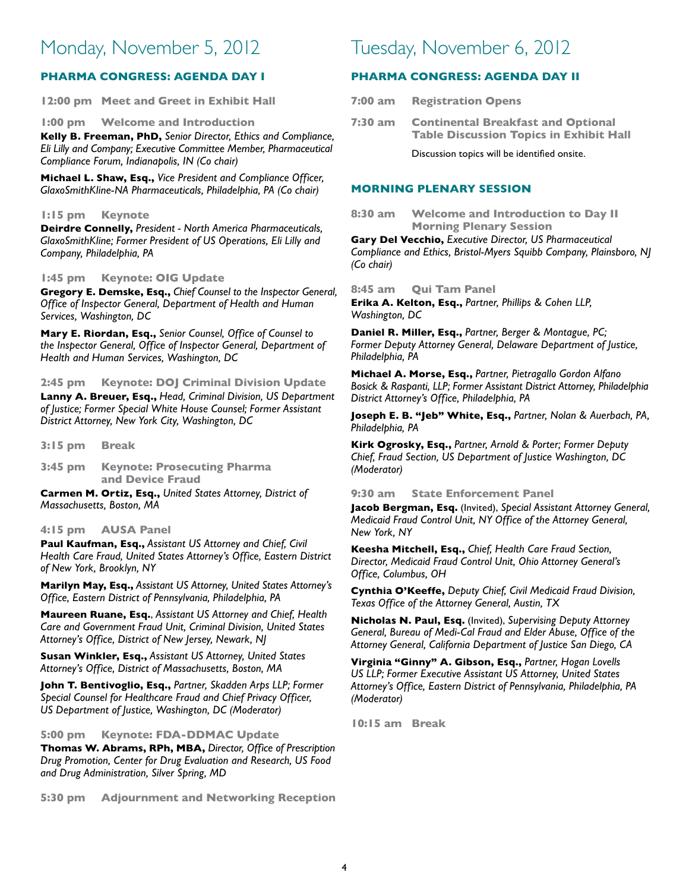# Monday, November 5, 2012

## PHARMA CONGRESS: AGENDA DAY I

**12:00 pm Meet and Greet in Exhibit Hall**

**1:00 pm Welcome and Introduction**

**Kelly B. Freeman, PhD,** *Senior Director, Ethics and Compliance, Eli Lilly and Company; Executive Committee Member, Pharmaceutical Compliance Forum, Indianapolis, IN (Co chair)*

**Michael L. Shaw, Esq.,** *Vice President and Compliance Officer, GlaxoSmithKline-NA Pharmaceuticals, Philadelphia, PA (Co chair)*

**1:15 pm Keynote**

**Deirdre Connelly,** *President - North America Pharmaceuticals, GlaxoSmithKline; Former President of US Operations, Eli Lilly and Company, Philadelphia, PA*

**1:45 pm Keynote: OIG Update**

**Gregory E. Demske, Esq.,** *Chief Counsel to the Inspector General, Office of Inspector General, Department of Health and Human Services, Washington, DC*

**Mary E. Riordan, Esq.,** *Senior Counsel, Office of Counsel to the Inspector General, Office of Inspector General, Department of Health and Human Services, Washington, DC*

**2:45 pm Keynote: DOJ Criminal Division Update**

**Lanny A. Breuer, Esq.,** *Head, Criminal Division, US Department of Justice; Former Special White House Counsel; Former Assistant District Attorney, New York City, Washington, DC*

**3:15 pm Break**

**3:45 pm Keynote: Prosecuting Pharma and Device Fraud**

**Carmen M. Ortiz, Esq.,** *United States Attorney, District of Massachusetts, Boston, MA*

**4:15 pm AUSA Panel**

**Paul Kaufman, Esq.,** *Assistant US Attorney and Chief, Civil Health Care Fraud, United States Attorney's Office, Eastern District of New York, Brooklyn, NY*

**Marilyn May, Esq.,** *Assistant US Attorney, United States Attorney's Office, Eastern District of Pennsylvania, Philadelphia, PA*

**Maureen Ruane, Esq.**, *Assistant US Attorney and Chief, Health Care and Government Fraud Unit, Criminal Division, United States Attorney's Office, District of New Jersey, Newark, NJ*

**Susan Winkler, Esq.,** *Assistant US Attorney, United States Attorney's Office, District of Massachusetts, Boston, MA*

**John T. Bentivoglio, Esq.,** *Partner, Skadden Arps LLP; Former Special Counsel for Healthcare Fraud and Chief Privacy Officer, US Department of Justice, Washington, DC (Moderator)*

**5:00 pm Keynote: FDA-DDMAC Update**

**Thomas W. Abrams, RPh, MBA,** *Director, Office of Prescription Drug Promotion, Center for Drug Evaluation and Research, US Food and Drug Administration, Silver Spring, MD*

**5:30 pm Adjournment and Networking Reception**

# Tuesday, November 6, 2012

## PHARMA CONGRESS: AGENDA DAY II

**7:00 am Registration Opens**

**7:30 am Continental Breakfast and Optional Table Discussion Topics in Exhibit Hall**

Discussion topics will be identified onsite.

## MORNING PLENARY SESSION

**8:30 am Welcome and Introduction to Day II Morning Plenary Session**

**Gary Del Vecchio,** *Executive Director, US Pharmaceutical Compliance and Ethics, Bristol-Myers Squibb Company, Plainsboro, NJ (Co chair)*

**8:45 am Qui Tam Panel**

**Erika A. Kelton, Esq.,** *Partner, Phillips & Cohen LLP, Washington, DC*

**Daniel R. Miller, Esq.,** *Partner, Berger & Montague, PC; Former Deputy Attorney General, Delaware Department of Justice, Philadelphia, PA*

**Michael A. Morse, Esq.,** *Partner, Pietragallo Gordon Alfano Bosick & Raspanti, LLP; Former Assistant District Attorney, Philadelphia District Attorney's Office, Philadelphia, PA*

**Joseph E. B. "Jeb" White, Esq.,** *Partner, Nolan & Auerbach, PA, Philadelphia, PA*

**Kirk Ogrosky, Esq.,** *Partner, Arnold & Porter; Former Deputy Chief, Fraud Section, US Department of Justice Washington, DC (Moderator)*

**9:30 am State Enforcement Panel**

**Jacob Bergman, Esq.** (Invited), *Special Assistant Attorney General, Medicaid Fraud Control Unit, NY Office of the Attorney General, New York, NY*

**Keesha Mitchell, Esq.,** *Chief, Health Care Fraud Section, Director, Medicaid Fraud Control Unit, Ohio Attorney General's Office, Columbus, OH*

**Cynthia O'Keeffe,** *Deputy Chief, Civil Medicaid Fraud Division, Texas Office of the Attorney General, Austin, TX*

**Nicholas N. Paul, Esq.** (Invited), *Supervising Deputy Attorney General, Bureau of Medi-Cal Fraud and Elder Abuse, Office of the Attorney General, California Department of Justice San Diego, CA*

**Virginia "Ginny" A. Gibson, Esq.,** *Partner, Hogan Lovells US LLP; Former Executive Assistant US Attorney, United States Attorney's Office, Eastern District of Pennsylvania, Philadelphia, PA (Moderator)*

**10:15 am Break**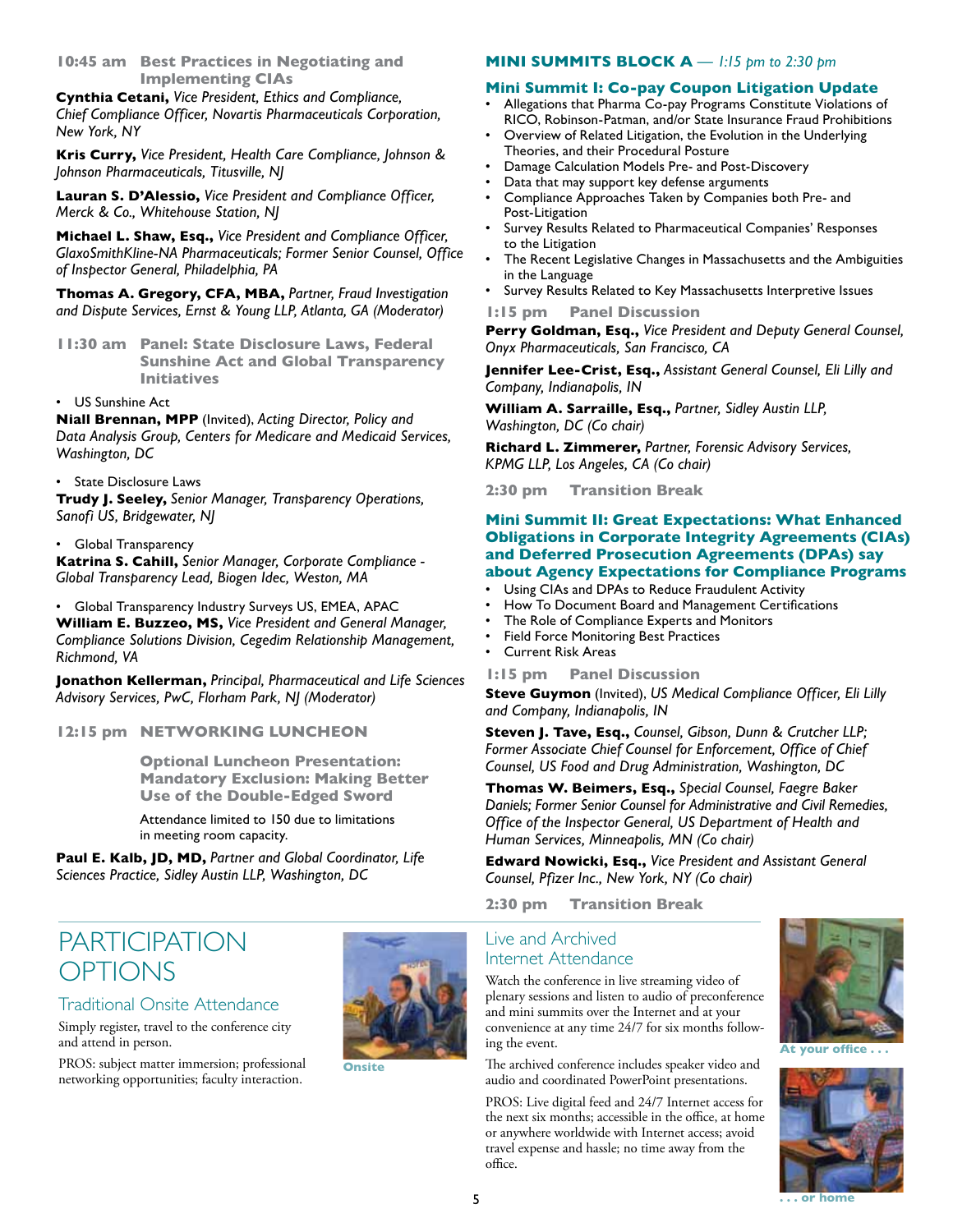**10:45 am Best Practices in Negotiating and Implementing CIAs**

**Cynthia Cetani,** *Vice President, Ethics and Compliance, Chief Compliance Officer, Novartis Pharmaceuticals Corporation, New York, NY*

**Kris Curry,** *Vice President, Health Care Compliance, Johnson & Johnson Pharmaceuticals, Titusville, NJ*

**Lauran S. D'Alessio,** *Vice President and Compliance Officer, Merck & Co., Whitehouse Station, NJ*

**Michael L. Shaw, Esq.,** *Vice President and Compliance Officer, GlaxoSmithKline-NA Pharmaceuticals; Former Senior Counsel, Office of Inspector General, Philadelphia, PA*

**Thomas A. Gregory, CFA, MBA,** *Partner, Fraud Investigation and Dispute Services, Ernst & Young LLP, Atlanta, GA (Moderator)*

**11:30 am Panel: State Disclosure Laws, Federal Sunshine Act and Global Transparency Initiatives**

- US Sunshine Act

**Niall Brennan, MPP** (Invited), *Acting Director, Policy and Data Analysis Group, Centers for Medicare and Medicaid Services, Washington, DC*

- State Disclosure Laws

**Trudy J. Seeley,** *Senior Manager, Transparency Operations, Sanofi US, Bridgewater, NJ*

- Global Transparency

**Katrina S. Cahill,** *Senior Manager, Corporate Compliance - Global Transparency Lead, Biogen Idec, Weston, MA*

- Global Transparency Industry Surveys US, EMEA, APAC

**William E. Buzzeo, MS,** *Vice President and General Manager, Compliance Solutions Division, Cegedim Relationship Management, Richmond, VA*

**Jonathon Kellerman,** *Principal, Pharmaceutical and Life Sciences Advisory Services, PwC, Florham Park, NJ (Moderator)*

**12:15 pm NETWORKING LUNCHEON**

**Optional Luncheon Presentation: Mandatory Exclusion: Making Better Use of the Double-Edged Sword**

Attendance limited to 150 due to limitations in meeting room capacity.

**Paul E. Kalb, JD, MD,** *Partner and Global Coordinator, Life Sciences Practice, Sidley Austin LLP, Washington, DC*

## MINI SUMMITS BLOCK A — *1:15 pm to 2:30 pm*

### Mini Summit I: Co-pay Coupon Litigation Update

- Allegations that Pharma Co-pay Programs Constitute Violations of RICO, Robinson-Patman, and/or State Insurance Fraud Prohibitions
- Overview of Related Litigation, the Evolution in the Underlying Theories, and their Procedural Posture
- Damage Calculation Models Pre- and Post-Discovery
- Data that may support key defense arguments
- Compliance Approaches Taken by Companies both Pre- and Post-Litigation
- Survey Results Related to Pharmaceutical Companies' Responses to the Litigation
- The Recent Legislative Changes in Massachusetts and the Ambiguities in the Language
- Survey Results Related to Key Massachusetts Interpretive Issues

**1:15 pm Panel Discussion**

**Perry Goldman, Esq.,** *Vice President and Deputy General Counsel, Onyx Pharmaceuticals, San Francisco, CA*

**Jennifer Lee-Crist, Esq.,** *Assistant General Counsel, Eli Lilly and Company, Indianapolis, IN*

**William A. Sarraille, Esq.,** *Partner, Sidley Austin LLP, Washington, DC (Co chair)*

**Richard L. Zimmerer,** *Partner, Forensic Advisory Services, KPMG LLP, Los Angeles, CA (Co chair)*

**2:30 pm Transition Break**

### Mini Summit II: Great Expectations: What Enhanced Obligations in Corporate Integrity Agreements (CIAs) and Deferred Prosecution Agreements (DPAs) say about Agency Expectations for Compliance Programs

- Using CIAs and DPAs to Reduce Fraudulent Activity
- How To Document Board and Management Certifications
- The Role of Compliance Experts and Monitors
- Field Force Monitoring Best Practices
- Current Risk Areas

**1:15 pm Panel Discussion**

**Steve Guymon** (Invited), *US Medical Compliance Officer, Eli Lilly and Company, Indianapolis, IN*

**Steven J. Tave, Esq.,** *Counsel, Gibson, Dunn & Crutcher LLP; Former Associate Chief Counsel for Enforcement, Office of Chief Counsel, US Food and Drug Administration, Washington, DC*

**Thomas W. Beimers, Esq.,** *Special Counsel, Faegre Baker Daniels; Former Senior Counsel for Administrative and Civil Remedies, Office of the Inspector General, US Department of Health and Human Services, Minneapolis, MN (Co chair)*

**Edward Nowicki, Esq.,** *Vice President and Assistant General Counsel, Pfizer Inc., New York, NY (Co chair)*

**2:30 pm Transition Break**

# PARTICIPATION OPTIONS

## Traditional Onsite Attendance

Simply register, travel to the conference city and attend in person.

PROS: subject matter immersion; professional networking opportunities; faculty interaction.

Onsite

## Live and Archived Internet Attendance

Watch the conference in live streaming video of plenary sessions and listen to audio of preconference and mini summits over the Internet and at your convenience at any time 24/7 for six months following the event.

The archived conference includes speaker video and audio and coordinated PowerPoint presentations.

PROS: Live digital feed and 24/7 Internet access for the next six months; accessible in the office, at home or anywhere worldwide with Internet access; avoid travel expense and hassle; no time away from the office.

At your office . . .

. . . or home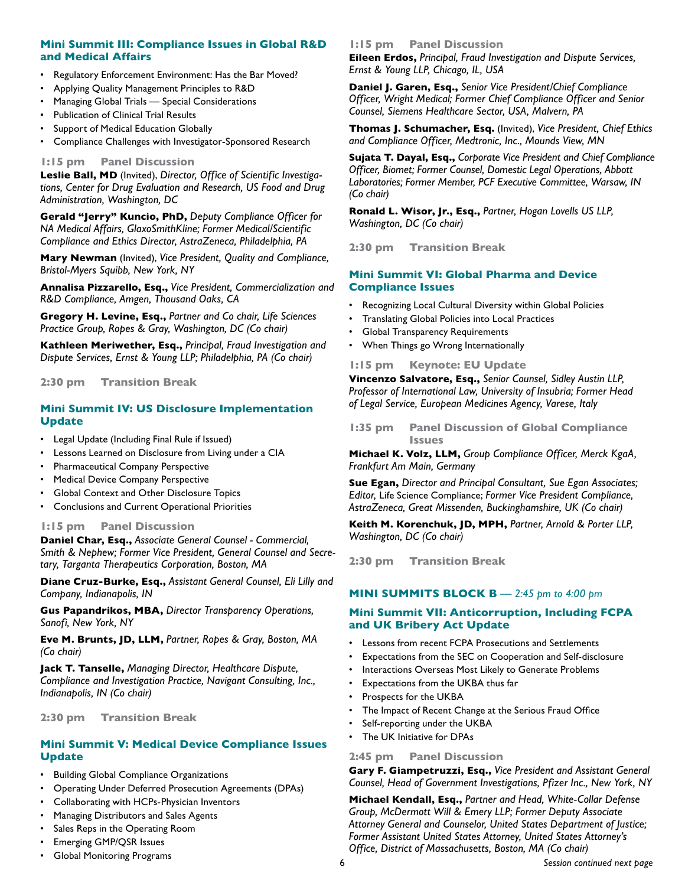### Mini Summit III: Compliance Issues in Global R&D and Medical Affairs

- Regulatory Enforcement Environment: Has the Bar Moved?
- Applying Quality Management Principles to R&D
- Managing Global Trials — Special Considerations
- Publication of Clinical Trial Results
- Support of Medical Education Globally
- Compliance Challenges with Investigator-Sponsored Research

**1:15 pm Panel Discussion**

**Leslie Ball, MD** (Invited), *Director, Office of Scientific Investigations, Center for Drug Evaluation and Research, US Food and Drug Administration, Washington, DC*

**Gerald "Jerry" Kuncio, PhD,** *Deputy Compliance Officer for NA Medical Affairs, GlaxoSmithKline; Former Medical/Scientific Compliance and Ethics Director, AstraZeneca, Philadelphia, PA*

**Mary Newman** (Invited), *Vice President, Quality and Compliance, Bristol-Myers Squibb, New York, NY*

**Annalisa Pizzarello, Esq.,** *Vice President, Commercialization and R&D Compliance, Amgen, Thousand Oaks, CA*

**Gregory H. Levine, Esq.,** *Partner and Co chair, Life Sciences Practice Group, Ropes & Gray, Washington, DC (Co chair)*

**Kathleen Meriwether, Esq.,** *Principal, Fraud Investigation and Dispute Services, Ernst & Young LLP; Philadelphia, PA (Co chair)*

**2:30 pm Transition Break**

### Mini Summit IV: US Disclosure Implementation Update

- Legal Update (Including Final Rule if Issued)
- Lessons Learned on Disclosure from Living under a CIA
- Pharmaceutical Company Perspective
- Medical Device Company Perspective
- Global Context and Other Disclosure Topics
- Conclusions and Current Operational Priorities

**1:15 pm Panel Discussion**

**Daniel Char, Esq.,** *Associate General Counsel - Commercial, Smith & Nephew; Former Vice President, General Counsel and Secretary, Targanta Therapeutics Corporation, Boston, MA*

**Diane Cruz-Burke, Esq.,** *Assistant General Counsel, Eli Lilly and Company, Indianapolis, IN*

**Gus Papandrikos, MBA,** *Director Transparency Operations, Sanofi, New York, NY*

**Eve M. Brunts, JD, LLM,** *Partner, Ropes & Gray, Boston, MA (Co chair)*

**Jack T. Tanselle,** *Managing Director, Healthcare Dispute, Compliance and Investigation Practice, Navigant Consulting, Inc., Indianapolis, IN (Co chair)*

**2:30 pm Transition Break**

### Mini Summit V: Medical Device Compliance Issues Update

- Building Global Compliance Organizations
- Operating Under Deferred Prosecution Agreements (DPAs)
- Collaborating with HCPs-Physician Inventors
- Managing Distributors and Sales Agents
- Sales Reps in the Operating Room
- Emerging GMP/QSR Issues
- Global Monitoring Programs

**1:15 pm Panel Discussion**

**Eileen Erdos,** *Principal, Fraud Investigation and Dispute Services, Ernst & Young LLP, Chicago, IL, USA*

**Daniel J. Garen, Esq.,** *Senior Vice President/Chief Compliance Officer, Wright Medical; Former Chief Compliance Officer and Senior Counsel, Siemens Healthcare Sector, USA, Malvern, PA*

**Thomas J. Schumacher, Esq.** (Invited), *Vice President, Chief Ethics and Compliance Officer, Medtronic, Inc., Mounds View, MN*

**Sujata T. Dayal, Esq.,** *Corporate Vice President and Chief Compliance Officer, Biomet; Former Counsel, Domestic Legal Operations, Abbott Laboratories; Former Member, PCF Executive Committee, Warsaw, IN (Co chair)*

**Ronald L. Wisor, Jr., Esq.,** *Partner, Hogan Lovells US LLP, Washington, DC (Co chair)*

**2:30 pm Transition Break**

### Mini Summit VI: Global Pharma and Device Compliance Issues

- Recognizing Local Cultural Diversity within Global Policies
- Translating Global Policies into Local Practices
- Global Transparency Requirements
- When Things go Wrong Internationally

**1:15 pm Keynote: EU Update**

**Vincenzo Salvatore, Esq.,** *Senior Counsel, Sidley Austin LLP, Professor of International Law, University of Insubria; Former Head of Legal Service, European Medicines Agency, Varese, Italy*

**1:35 pm Panel Discussion of Global Compliance Issues**

**Michael K. Volz, LLM,** *Group Compliance Officer, Merck KgaA, Frankfurt Am Main, Germany*

**Sue Egan,** *Director and Principal Consultant, Sue Egan Associates; Editor,* Life Science Compliance; *Former Vice President Compliance, AstraZeneca, Great Missenden, Buckinghamshire, UK (Co chair)*

**Keith M. Korenchuk, JD, MPH,** *Partner, Arnold & Porter LLP, Washington, DC (Co chair)*

**2:30 pm Transition Break**

## MINI SUMMITS BLOCK B — *2:45 pm to 4:00 pm*

### Mini Summit VII: Anticorruption, Including FCPA and UK Bribery Act Update

- Lessons from recent FCPA Prosecutions and Settlements
- Expectations from the SEC on Cooperation and Self-disclosure
- Interactions Overseas Most Likely to Generate Problems
- Expectations from the UKBA thus far
- Prospects for the UKBA
- The Impact of Recent Change at the Serious Fraud Office
- Self-reporting under the UKBA
- The UK Initiative for DPAs

**2:45 pm Panel Discussion**

**Gary F. Giampetruzzi, Esq.,** *Vice President and Assistant General Counsel, Head of Government Investigations, Pfizer Inc., New York, NY*

**Michael Kendall, Esq.,** *Partner and Head, White-Collar Defense Group, McDermott Will & Emery LLP; Former Deputy Associate Attorney General and Counselor, United States Department of Justice; Former Assistant United States Attorney, United States Attorney's Office, District of Massachusetts, Boston, MA (Co chair)*

*Session continued next page*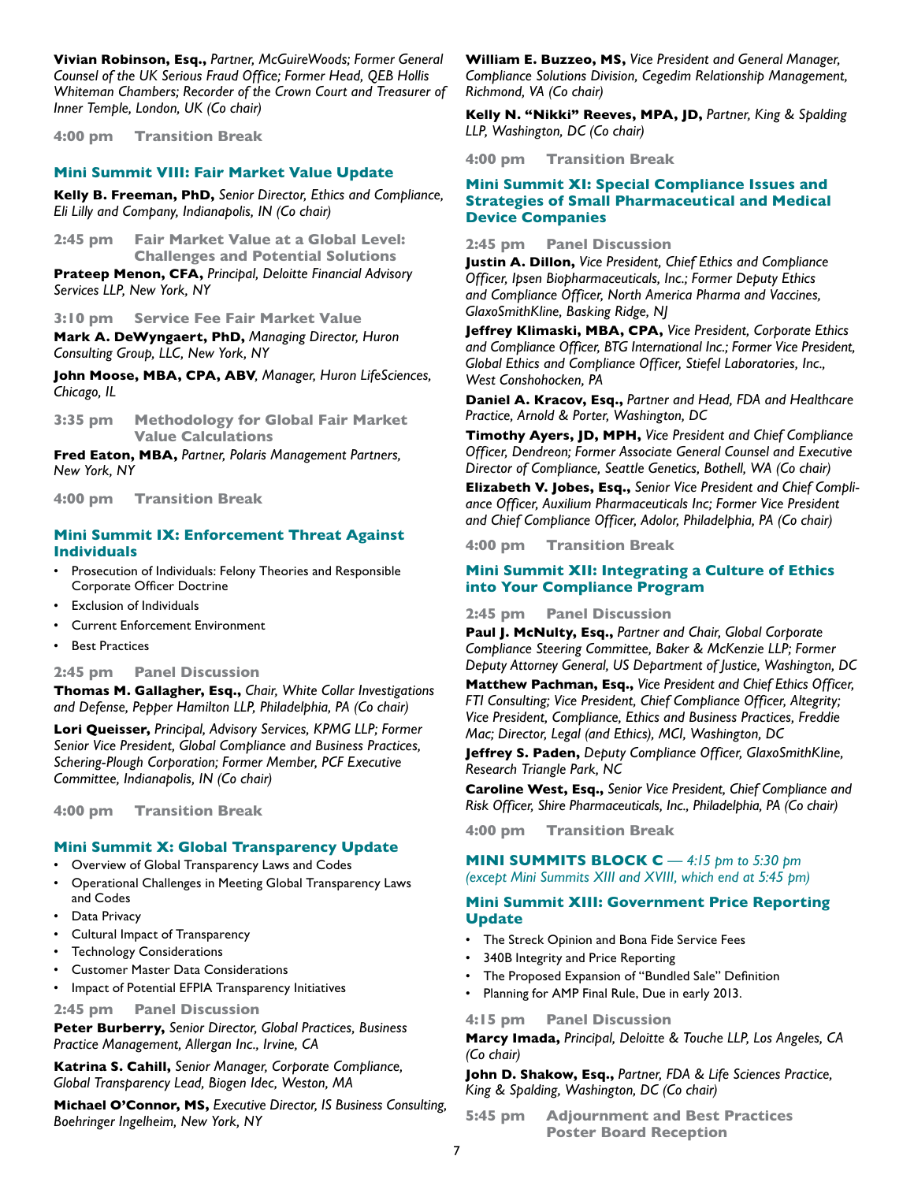**Vivian Robinson, Esq.,** *Partner, McGuireWoods; Former General Counsel of the UK Serious Fraud Office; Former Head, QEB Hollis Whiteman Chambers; Recorder of the Crown Court and Treasurer of Inner Temple, London, UK (Co chair)*

**4:00 pm  Transition Break**

### Mini Summit VIII: Fair Market Value Update

**Kelly B. Freeman, PhD,** *Senior Director, Ethics and Compliance, Eli Lilly and Company, Indianapolis, IN (Co chair)*

**2:45 pm  Fair Market Value at a Global Level: Challenges and Potential Solutions**

**Prateep Menon, CFA,** *Principal, Deloitte Financial Advisory Services LLP, New York, NY*

**3:10 pm  Service Fee Fair Market Value**

**Mark A. DeWyngaert, PhD,** *Managing Director, Huron Consulting Group, LLC, New York, NY*

**John Moose, MBA, CPA, ABV**, *Manager, Huron LifeSciences, Chicago, IL*

**3:35 pm  Methodology for Global Fair Market Value Calculations**

**Fred Eaton, MBA,** *Partner, Polaris Management Partners, New York, NY*

**4:00 pm  Transition Break**

### Mini Summit IX: Enforcement Threat Against Individuals

- Prosecution of Individuals: Felony Theories and Responsible Corporate Officer Doctrine
- Exclusion of Individuals
- Current Enforcement Environment
- Best Practices

**2:45 pm  Panel Discussion**

**Thomas M. Gallagher, Esq.,** *Chair, White Collar Investigations and Defense, Pepper Hamilton LLP, Philadelphia, PA (Co chair)*

**Lori Queisser,** *Principal, Advisory Services, KPMG LLP; Former Senior Vice President, Global Compliance and Business Practices, Schering-Plough Corporation; Former Member, PCF Executive Committee, Indianapolis, IN (Co chair)*

**4:00 pm  Transition Break**

### Mini Summit X: Global Transparency Update

- Overview of Global Transparency Laws and Codes
- Operational Challenges in Meeting Global Transparency Laws and Codes
- Data Privacy
- Cultural Impact of Transparency
- Technology Considerations
- Customer Master Data Considerations
- Impact of Potential EFPIA Transparency Initiatives

**2:45 pm  Panel Discussion**

**Peter Burberry,** *Senior Director, Global Practices, Business Practice Management, Allergan Inc., Irvine, CA*

**Katrina S. Cahill,** *Senior Manager, Corporate Compliance, Global Transparency Lead, Biogen Idec, Weston, MA*

**Michael O'Connor, MS,** *Executive Director, IS Business Consulting, Boehringer Ingelheim, New York, NY*

**William E. Buzzeo, MS,** *Vice President and General Manager, Compliance Solutions Division, Cegedim Relationship Management, Richmond, VA (Co chair)*

**Kelly N. "Nikki" Reeves, MPA, JD,** *Partner, King & Spalding LLP, Washington, DC (Co chair)*

**4:00 pm  Transition Break**

### Mini Summit XI: Special Compliance Issues and Strategies of Small Pharmaceutical and Medical Device Companies

**2:45 pm  Panel Discussion**

**Justin A. Dillon,** *Vice President, Chief Ethics and Compliance Officer, Ipsen Biopharmaceuticals, Inc.; Former Deputy Ethics and Compliance Officer, North America Pharma and Vaccines, GlaxoSmithKline, Basking Ridge, NJ*

**Jeffrey Klimaski, MBA, CPA,** *Vice President, Corporate Ethics and Compliance Officer, BTG International Inc.; Former Vice President, Global Ethics and Compliance Officer, Stiefel Laboratories, Inc., West Conshohocken, PA*

**Daniel A. Kracov, Esq.,** *Partner and Head, FDA and Healthcare Practice, Arnold & Porter, Washington, DC*

**Timothy Ayers, JD, MPH,** *Vice President and Chief Compliance Officer, Dendreon; Former Associate General Counsel and Executive Director of Compliance, Seattle Genetics, Bothell, WA (Co chair)*

**Elizabeth V. Jobes, Esq.,** *Senior Vice President and Chief Compliance Officer, Auxilium Pharmaceuticals Inc; Former Vice President and Chief Compliance Officer, Adolor, Philadelphia, PA (Co chair)*

**4:00 pm  Transition Break**

### Mini Summit XII: Integrating a Culture of Ethics into Your Compliance Program

**2:45 pm  Panel Discussion**

**Paul J. McNulty, Esq.,** *Partner and Chair, Global Corporate Compliance Steering Committee, Baker & McKenzie LLP; Former Deputy Attorney General, US Department of Justice, Washington, DC*

**Matthew Pachman, Esq.,** *Vice President and Chief Ethics Officer, FTI Consulting; Vice President, Chief Compliance Officer, Altegrity; Vice President, Compliance, Ethics and Business Practices, Freddie Mac; Director, Legal (and Ethics), MCI, Washington, DC*

**Jeffrey S. Paden,** *Deputy Compliance Officer, GlaxoSmithKline, Research Triangle Park, NC*

**Caroline West, Esq.,** *Senior Vice President, Chief Compliance and Risk Officer, Shire Pharmaceuticals, Inc., Philadelphia, PA (Co chair)*

**4:00 pm  Transition Break**

## MINI SUMMITS BLOCK C — *4:15 pm to 5:30 pm (except Mini Summits XIII and XVIII, which end at 5:45 pm)*

### Mini Summit XIII: Government Price Reporting Update

- The Streck Opinion and Bona Fide Service Fees
- 340B Integrity and Price Reporting
- The Proposed Expansion of "Bundled Sale" Definition
- Planning for AMP Final Rule, Due in early 2013.

**4:15 pm  Panel Discussion**

**Marcy Imada,** *Principal, Deloitte & Touche LLP, Los Angeles, CA (Co chair)*

**John D. Shakow, Esq.,** *Partner, FDA & Life Sciences Practice, King & Spalding, Washington, DC (Co chair)*

**5:45 pm  Adjournment and Best Practices Poster Board Reception**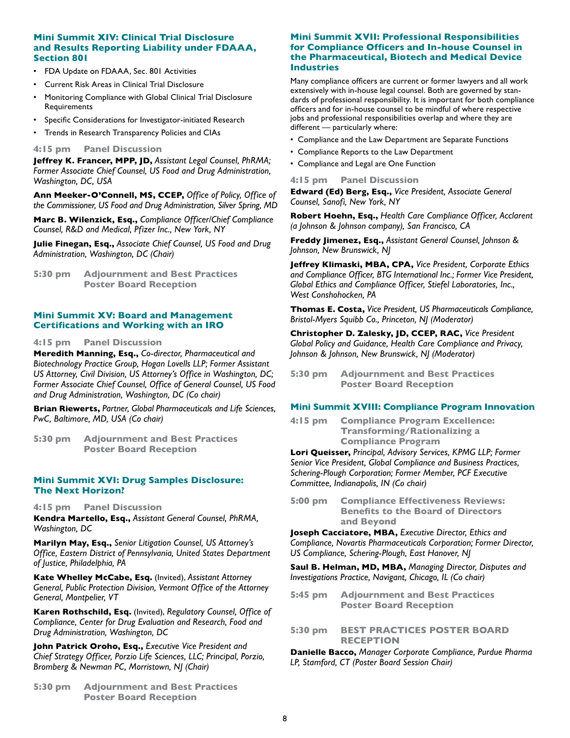## Mini Summit XIV: Clinical Trial Disclosure and Results Reporting Liability under FDAAA, Section 801

- FDA Update on FDAAA, Sec. 801 Activities
- Current Risk Areas in Clinical Trial Disclosure
- Monitoring Compliance with Global Clinical Trial Disclosure Requirements
- Specific Considerations for Investigator-initiated Research
- Trends in Research Transparency Policies and CIAs

**4:15 pm Panel Discussion**

**Jeffrey K. Francer, MPP, JD,** *Assistant Legal Counsel, PhRMA; Former Associate Chief Counsel, US Food and Drug Administration, Washington, DC, USA*

**Ann Meeker-O'Connell, MS, CCEP,** *Office of Policy, Office of the Commissioner, US Food and Drug Administration, Silver Spring, MD*

**Marc B. Wilenzick, Esq.,** *Compliance Officer/Chief Compliance Counsel, R&D and Medical, Pfizer Inc., New York, NY*

**Julie Finegan, Esq.,** *Associate Chief Counsel, US Food and Drug Administration, Washington, DC (Chair)*

**5:30 pm Adjournment and Best Practices Poster Board Reception**

## Mini Summit XV: Board and Management Certifications and Working with an IRO

**4:15 pm Panel Discussion**

**Meredith Manning, Esq.,** *Co-director, Pharmaceutical and Biotechnology Practice Group, Hogan Lovells LLP; Former Assistant US Attorney, Civil Division, US Attorney's Office in Washington, DC; Former Associate Chief Counsel, Office of General Counsel, US Food and Drug Administration, Washington, DC (Co chair)*

**Brian Riewerts,** *Partner, Global Pharmaceuticals and Life Sciences, PwC, Baltimore, MD, USA (Co chair)*

**5:30 pm Adjournment and Best Practices Poster Board Reception**

## Mini Summit XVI: Drug Samples Disclosure: The Next Horizon?

**4:15 pm Panel Discussion**

**Kendra Martello, Esq.,** *Assistant General Counsel, PhRMA, Washington, DC*

**Marilyn May, Esq.,** *Senior Litigation Counsel, US Attorney's Office, Eastern District of Pennsylvania, United States Department of Justice, Philadelphia, PA*

**Kate Whelley McCabe, Esq.** (Invited), *Assistant Attorney General, Public Protection Division, Vermont Office of the Attorney General, Montpelier, VT*

**Karen Rothschild, Esq.** (Invited), *Regulatory Counsel, Office of Compliance, Center for Drug Evaluation and Research, Food and Drug Administration, Washington, DC*

**John Patrick Oroho, Esq.,** *Executive Vice President and Chief Strategy Officer, Porzio Life Sciences, LLC; Principal, Porzio, Bromberg & Newman PC, Morristown, NJ (Chair)*

**5:30 pm Adjournment and Best Practices Poster Board Reception**

## Mini Summit XVII: Professional Responsibilities for Compliance Officers and In-house Counsel in the Pharmaceutical, Biotech and Medical Device Industries

Many compliance officers are current or former lawyers and all work extensively with in-house legal counsel. Both are governed by standards of professional responsibility. It is important for both compliance officers and for in-house counsel to be mindful of where respective jobs and professional responsibilities overlap and where they are different — particularly where:

- Compliance and the Law Department are Separate Functions
- Compliance Reports to the Law Department
- Compliance and Legal are One Function

**4:15 pm Panel Discussion**

**Edward (Ed) Berg, Esq.,** *Vice President, Associate General Counsel, Sanofi, New York, NY*

**Robert Hoehn, Esq.,** *Health Care Compliance Officer, Acclarent (a Johnson & Johnson company), San Francisco, CA*

**Freddy Jimenez, Esq.,** *Assistant General Counsel, Johnson & Johnson, New Brunswick, NJ*

**Jeffrey Klimaski, MBA, CPA,** *Vice President, Corporate Ethics and Compliance Officer, BTG International Inc.; Former Vice President, Global Ethics and Compliance Officer, Stiefel Laboratories, Inc., West Conshohocken, PA*

**Thomas E. Costa,** *Vice President, US Pharmaceuticals Compliance, Bristol-Myers Squibb Co., Princeton, NJ (Moderator)*

**Christopher D. Zalesky, JD, CCEP, RAC,** *Vice President Global Policy and Guidance, Health Care Compliance and Privacy, Johnson & Johnson, New Brunswick, NJ (Moderator)*

**5:30 pm Adjournment and Best Practices Poster Board Reception**

## Mini Summit XVIII: Compliance Program Innovation

**4:15 pm Compliance Program Excellence: Transforming/Rationalizing a Compliance Program**

**Lori Queisser,** *Principal, Advisory Services, KPMG LLP; Former Senior Vice President, Global Compliance and Business Practices, Schering-Plough Corporation; Former Member, PCF Executive Committee, Indianapolis, IN (Co chair)*

**5:00 pm Compliance Effectiveness Reviews: Benefits to the Board of Directors and Beyond**

**Joseph Cacciatore, MBA,** *Executive Director, Ethics and Compliance, Novartis Pharmaceuticals Corporation; Former Director, US Compliance, Schering-Plough, East Hanover, NJ*

**Saul B. Helman, MD, MBA,** *Managing Director, Disputes and Investigations Practice, Navigant, Chicago, IL (Co chair)*

**5:45 pm Adjournment and Best Practices Poster Board Reception**

**5:30 pm BEST PRACTICES POSTER BOARD RECEPTION**

**Danielle Bacco,** *Manager Corporate Compliance, Purdue Pharma LP, Stamford, CT (Poster Board Session Chair)*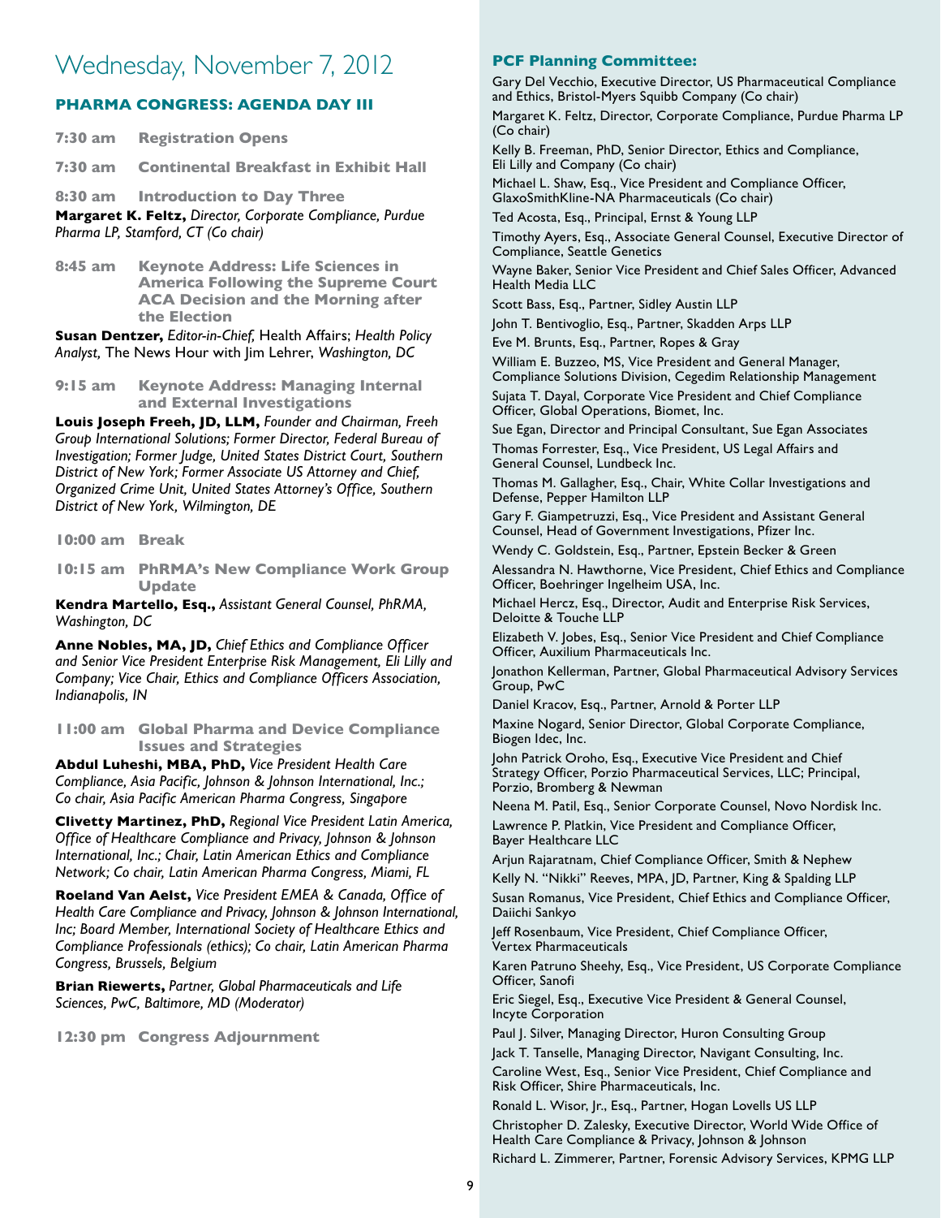# Wednesday, November 7, 2012

## PHARMA CONGRESS: AGENDA DAY III

**7:30 am Registration Opens**

**7:30 am Continental Breakfast in Exhibit Hall**

**8:30 am Introduction to Day Three**

**Margaret K. Feltz,** *Director, Corporate Compliance, Purdue Pharma LP, Stamford, CT (Co chair)*

**8:45 am Keynote Address: Life Sciences in America Following the Supreme Court ACA Decision and the Morning after the Election**

**Susan Dentzer,** *Editor-in-Chief,* Health Affairs; *Health Policy Analyst,* The News Hour with Jim Lehrer, *Washington, DC*

**9:15 am Keynote Address: Managing Internal and External Investigations**

**Louis Joseph Freeh, JD, LLM,** *Founder and Chairman, Freeh Group International Solutions; Former Director, Federal Bureau of Investigation; Former Judge, United States District Court, Southern District of New York; Former Associate US Attorney and Chief, Organized Crime Unit, United States Attorney's Office, Southern District of New York, Wilmington, DE*

**10:00 am Break**

**10:15 am PhRMA's New Compliance Work Group Update**

**Kendra Martello, Esq.,** *Assistant General Counsel, PhRMA, Washington, DC*

**Anne Nobles, MA, JD,** *Chief Ethics and Compliance Officer and Senior Vice President Enterprise Risk Management, Eli Lilly and Company; Vice Chair, Ethics and Compliance Officers Association, Indianapolis, IN*

**11:00 am Global Pharma and Device Compliance Issues and Strategies**

**Abdul Luheshi, MBA, PhD,** *Vice President Health Care Compliance, Asia Pacific, Johnson & Johnson International, Inc.; Co chair, Asia Pacific American Pharma Congress, Singapore*

**Clivetty Martinez, PhD,** *Regional Vice President Latin America, Office of Healthcare Compliance and Privacy, Johnson & Johnson International, Inc.; Chair, Latin American Ethics and Compliance Network; Co chair, Latin American Pharma Congress, Miami, FL*

**Roeland Van Aelst,** *Vice President EMEA & Canada, Office of Health Care Compliance and Privacy, Johnson & Johnson International, Inc; Board Member, International Society of Healthcare Ethics and Compliance Professionals (ethics); Co chair, Latin American Pharma Congress, Brussels, Belgium*

**Brian Riewerts,** *Partner, Global Pharmaceuticals and Life Sciences, PwC, Baltimore, MD (Moderator)*

**12:30 pm Congress Adjournment**

## PCF Planning Committee:

Gary Del Vecchio, Executive Director, US Pharmaceutical Compliance and Ethics, Bristol-Myers Squibb Company (Co chair)

Margaret K. Feltz, Director, Corporate Compliance, Purdue Pharma LP (Co chair)

Kelly B. Freeman, PhD, Senior Director, Ethics and Compliance, Eli Lilly and Company (Co chair)

Michael L. Shaw, Esq., Vice President and Compliance Officer, GlaxoSmithKline-NA Pharmaceuticals (Co chair)

Ted Acosta, Esq., Principal, Ernst & Young LLP

Timothy Ayers, Esq., Associate General Counsel, Executive Director of Compliance, Seattle Genetics

Wayne Baker, Senior Vice President and Chief Sales Officer, Advanced Health Media LLC

Scott Bass, Esq., Partner, Sidley Austin LLP

John T. Bentivoglio, Esq., Partner, Skadden Arps LLP

Eve M. Brunts, Esq., Partner, Ropes & Gray

William E. Buzzeo, MS, Vice President and General Manager, Compliance Solutions Division, Cegedim Relationship Management

Sujata T. Dayal, Corporate Vice President and Chief Compliance Officer, Global Operations, Biomet, Inc.

Sue Egan, Director and Principal Consultant, Sue Egan Associates

Thomas Forrester, Esq., Vice President, US Legal Affairs and General Counsel, Lundbeck Inc.

Thomas M. Gallagher, Esq., Chair, White Collar Investigations and Defense, Pepper Hamilton LLP

Gary F. Giampetruzzi, Esq., Vice President and Assistant General Counsel, Head of Government Investigations, Pfizer Inc.

Wendy C. Goldstein, Esq., Partner, Epstein Becker & Green

Alessandra N. Hawthorne, Vice President, Chief Ethics and Compliance Officer, Boehringer Ingelheim USA, Inc.

Michael Hercz, Esq., Director, Audit and Enterprise Risk Services, Deloitte & Touche LLP

Elizabeth V. Jobes, Esq., Senior Vice President and Chief Compliance Officer, Auxilium Pharmaceuticals Inc.

Jonathon Kellerman, Partner, Global Pharmaceutical Advisory Services Group, PwC

Daniel Kracov, Esq., Partner, Arnold & Porter LLP

Maxine Nogard, Senior Director, Global Corporate Compliance, Biogen Idec, Inc.

John Patrick Oroho, Esq., Executive Vice President and Chief Strategy Officer, Porzio Pharmaceutical Services, LLC; Principal, Porzio, Bromberg & Newman

Neena M. Patil, Esq., Senior Corporate Counsel, Novo Nordisk Inc.

Lawrence P. Platkin, Vice President and Compliance Officer, Bayer Healthcare LLC

Arjun Rajaratnam, Chief Compliance Officer, Smith & Nephew

Kelly N. "Nikki" Reeves, MPA, JD, Partner, King & Spalding LLP

Susan Romanus, Vice President, Chief Ethics and Compliance Officer, Daiichi Sankyo

Jeff Rosenbaum, Vice President, Chief Compliance Officer, Vertex Pharmaceuticals

Karen Patruno Sheehy, Esq., Vice President, US Corporate Compliance Officer, Sanofi

Eric Siegel, Esq., Executive Vice President & General Counsel, Incyte Corporation

Paul J. Silver, Managing Director, Huron Consulting Group

Jack T. Tanselle, Managing Director, Navigant Consulting, Inc.

Caroline West, Esq., Senior Vice President, Chief Compliance and Risk Officer, Shire Pharmaceuticals, Inc.

Ronald L. Wisor, Jr., Esq., Partner, Hogan Lovells US LLP

Christopher D. Zalesky, Executive Director, World Wide Office of Health Care Compliance & Privacy, Johnson & Johnson

Richard L. Zimmerer, Partner, Forensic Advisory Services, KPMG LLP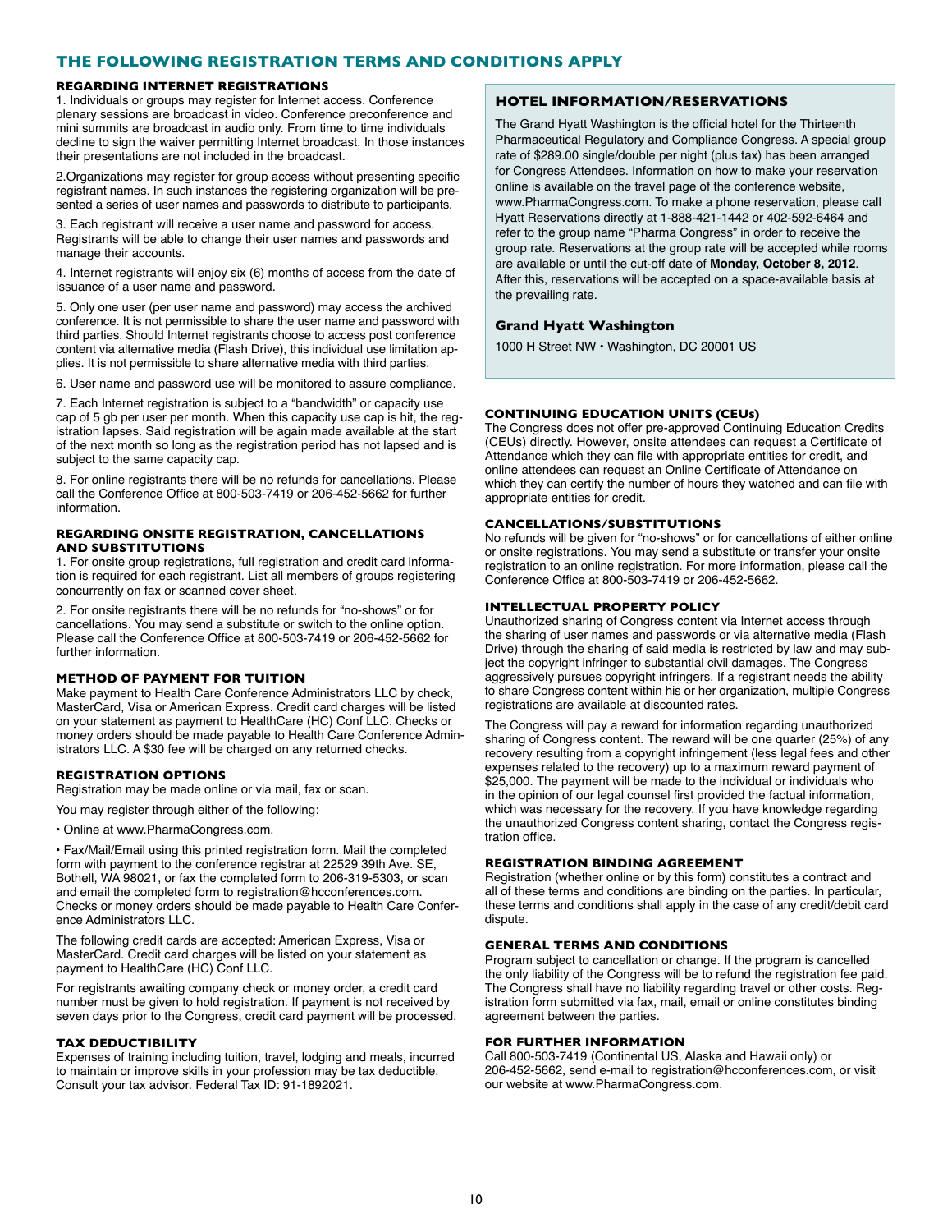# THE FOLLOWING REGISTRATION TERMS AND CONDITIONS APPLY

## REGARDING INTERNET REGISTRATIONS

1. Individuals or groups may register for Internet access. Conference plenary sessions are broadcast in video. Conference preconference and mini summits are broadcast in audio only. From time to time individuals decline to sign the waiver permitting Internet broadcast. In those instances their presentations are not included in the broadcast.

2.Organizations may register for group access without presenting specific registrant names. In such instances the registering organization will be presented a series of user names and passwords to distribute to participants.

3. Each registrant will receive a user name and password for access. Registrants will be able to change their user names and passwords and manage their accounts.

4. Internet registrants will enjoy six (6) months of access from the date of issuance of a user name and password.

5. Only one user (per user name and password) may access the archived conference. It is not permissible to share the user name and password with third parties. Should Internet registrants choose to access post conference content via alternative media (Flash Drive), this individual use limitation applies. It is not permissible to share alternative media with third parties.

6. User name and password use will be monitored to assure compliance.

7. Each Internet registration is subject to a "bandwidth" or capacity use cap of 5 gb per user per month. When this capacity use cap is hit, the registration lapses. Said registration will be again made available at the start of the next month so long as the registration period has not lapsed and is subject to the same capacity cap.

8. For online registrants there will be no refunds for cancellations. Please call the Conference Office at 800-503-7419 or 206-452-5662 for further information.

## REGARDING ONSITE REGISTRATION, CANCELLATIONS AND SUBSTITUTIONS

1. For onsite group registrations, full registration and credit card information is required for each registrant. List all members of groups registering concurrently on fax or scanned cover sheet.

2. For onsite registrants there will be no refunds for "no-shows" or for cancellations. You may send a substitute or switch to the online option. Please call the Conference Office at 800-503-7419 or 206-452-5662 for further information.

## METHOD OF PAYMENT FOR TUITION

Make payment to Health Care Conference Administrators LLC by check, MasterCard, Visa or American Express. Credit card charges will be listed on your statement as payment to HealthCare (HC) Conf LLC. Checks or money orders should be made payable to Health Care Conference Administrators LLC. A $30 fee will be charged on any returned checks.

## REGISTRATION OPTIONS

Registration may be made online or via mail, fax or scan.

You may register through either of the following:

- Online at www.PharmaCongress.com.
- Fax/Mail/Email using this printed registration form. Mail the completed form with payment to the conference registrar at 22529 39th Ave. SE, Bothell, WA 98021, or fax the completed form to 206-319-5303, or scan and email the completed form to registration@hcconferences.com. Checks or money orders should be made payable to Health Care Conference Administrators LLC.

The following credit cards are accepted: American Express, Visa or MasterCard. Credit card charges will be listed on your statement as payment to HealthCare (HC) Conf LLC.

For registrants awaiting company check or money order, a credit card number must be given to hold registration. If payment is not received by seven days prior to the Congress, credit card payment will be processed.

## TAX DEDUCTIBILITY

Expenses of training including tuition, travel, lodging and meals, incurred to maintain or improve skills in your profession may be tax deductible. Consult your tax advisor. Federal Tax ID: 91-1892021.

## HOTEL INFORMATION/RESERVATIONS

The Grand Hyatt Washington is the official hotel for the Thirteenth Pharmaceutical Regulatory and Compliance Congress. A special group rate of $289.00 single/double per night (plus tax) has been arranged for Congress Attendees. Information on how to make your reservation online is available on the travel page of the conference website, www.PharmaCongress.com. To make a phone reservation, please call Hyatt Reservations directly at 1-888-421-1442 or 402-592-6464 and refer to the group name "Pharma Congress" in order to receive the group rate. Reservations at the group rate will be accepted while rooms are available or until the cut-off date of **Monday, October 8, 2012**. After this, reservations will be accepted on a space-available basis at the prevailing rate.

### Grand Hyatt Washington

1000 H Street NW • Washington, DC 20001 US

## CONTINUING EDUCATION UNITS (CEUs)

The Congress does not offer pre-approved Continuing Education Credits (CEUs) directly. However, onsite attendees can request a Certificate of Attendance which they can file with appropriate entities for credit, and online attendees can request an Online Certificate of Attendance on which they can certify the number of hours they watched and can file with appropriate entities for credit.

## CANCELLATIONS/SUBSTITUTIONS

No refunds will be given for "no-shows" or for cancellations of either online or onsite registrations. You may send a substitute or transfer your onsite registration to an online registration. For more information, please call the Conference Office at 800-503-7419 or 206-452-5662.

## INTELLECTUAL PROPERTY POLICY

Unauthorized sharing of Congress content via Internet access through the sharing of user names and passwords or via alternative media (Flash Drive) through the sharing of said media is restricted by law and may subject the copyright infringer to substantial civil damages. The Congress aggressively pursues copyright infringers. If a registrant needs the ability to share Congress content within his or her organization, multiple Congress registrations are available at discounted rates.

The Congress will pay a reward for information regarding unauthorized sharing of Congress content. The reward will be one quarter (25%) of any recovery resulting from a copyright infringement (less legal fees and other expenses related to the recovery) up to a maximum reward payment of $25,000. The payment will be made to the individual or individuals who in the opinion of our legal counsel first provided the factual information, which was necessary for the recovery. If you have knowledge regarding the unauthorized Congress content sharing, contact the Congress registration office.

## REGISTRATION BINDING AGREEMENT

Registration (whether online or by this form) constitutes a contract and all of these terms and conditions are binding on the parties. In particular, these terms and conditions shall apply in the case of any credit/debit card dispute.

## GENERAL TERMS AND CONDITIONS

Program subject to cancellation or change. If the program is cancelled the only liability of the Congress will be to refund the registration fee paid. The Congress shall have no liability regarding travel or other costs. Registration form submitted via fax, mail, email or online constitutes binding agreement between the parties.

## FOR FURTHER INFORMATION

Call 800-503-7419 (Continental US, Alaska and Hawaii only) or 206-452-5662, send e-mail to registration@hcconferences.com, or visit our website at www.PharmaCongress.com.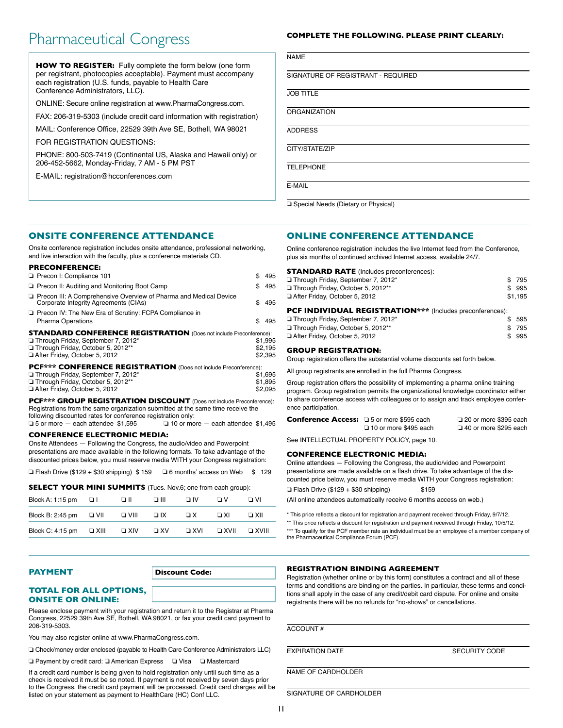# Pharmaceutical Congress

**HOW TO REGISTER:** Fully complete the form below (one form per registrant, photocopies acceptable). Payment must accompany each registration (U.S. funds, payable to Health Care Conference Administrators, LLC).

ONLINE: Secure online registration at www.PharmaCongress.com.

FAX: 206-319-5303 (include credit card information with registration)

MAIL: Conference Office, 22529 39th Ave SE, Bothell, WA 98021

FOR REGISTRATION QUESTIONS:

PHONE: 800-503-7419 (Continental US, Alaska and Hawaii only) or 206-452-5662, Monday-Friday, 7 AM - 5 PM PST

E-MAIL: registration@hcconferences.com

**COMPLETE THE FOLLOWING. PLEASE PRINT CLEARLY:**

NAME

SIGNATURE OF REGISTRANT - REQUIRED

JOB TITLE

ORGANIZATION

ADDRESS

CITY/STATE/ZIP

TELEPHONE

E-MAIL

❑ Special Needs (Dietary or Physical)

## ONSITE CONFERENCE ATTENDANCE

Onsite conference registration includes onsite attendance, professional networking, and live interaction with the faculty, plus a conference materials CD.

### PRECONFERENCE:

- ❑ Precon I: Compliance 101 — $ 495
- ❑ Precon II: Auditing and Monitoring Boot Camp — $ 495
- ❑ Precon III: A Comprehensive Overview of Pharma and Medical Device Corporate Integrity Agreements (CIAs) — $ 495
- ❑ Precon IV: The New Era of Scrutiny: FCPA Compliance in Pharma Operations — $ 495

### STANDARD CONFERENCE REGISTRATION (Does not include Preconference):

- ❑ Through Friday, September 7, 2012* — $1,995
- ❑ Through Friday, October 5, 2012** — $2,195
- ❑ After Friday, October 5, 2012 — $2,395

### PCF*** CONFERENCE REGISTRATION (Does not include Preconference):

- ❑ Through Friday, September 7, 2012* — $1,695
- ❑ Through Friday, October 5, 2012** — $1,895
- ❑ After Friday, October 5, 2012 — $2,095

### PCF*** GROUP REGISTRATION DISCOUNT (Does not include Preconference):

Registrations from the same organization submitted at the same time receive the following discounted rates for conference registration only:

❑ 5 or more — each attendee $1,595 ❑ 10 or more — each attendee $1,495

### CONFERENCE ELECTRONIC MEDIA:

Onsite Attendees — Following the Congress, the audio/video and Powerpoint presentations are made available in the following formats. To take advantage of the discounted prices below, you must reserve media WITH your Congress registration:

❑ Flash Drive ($129 + $30 shipping) $ 159 ❑ 6 months' access on Web $ 129

### SELECT YOUR MINI SUMMITS (Tues. Nov.6; one from each group):

| Block A: 1:15 pm | ❑ I | ❑ II | ❑ III | ❑ IV | ❑ V | ❑ VI |
|---|---|---|---|---|---|---|
| Block B: 2:45 pm | ❑ VII | ❑ VIII | ❑ IX | ❑ X | ❑ XI | ❑ XII |
| Block C: 4:15 pm | ❑ XIII | ❑ XIV | ❑ XV | ❑ XVI | ❑ XVII | ❑ XVIII |

## ONLINE CONFERENCE ATTENDANCE

Online conference registration includes the live Internet feed from the Conference, plus six months of continued archived Internet access, available 24/7.

### STANDARD RATE (Includes preconferences):

- ❑ Through Friday, September 7, 2012* — $ 795
- ❑ Through Friday, October 5, 2012** — $ 995
- ❑ After Friday, October 5, 2012 — $1,195

### PCF INDIVIDUAL REGISTRATION*** (Includes preconferences):

- ❑ Through Friday, September 7, 2012* — $ 595
- ❑ Through Friday, October 5, 2012** — $ 795
- ❑ After Friday, October 5, 2012 — $ 995

### GROUP REGISTRATION:

Group registration offers the substantial volume discounts set forth below.

All group registrants are enrolled in the full Pharma Congress.

Group registration offers the possibility of implementing a pharma online training program. Group registration permits the organizational knowledge coordinator either to share conference access with colleagues or to assign and track employee conference participation.

**Conference Access:** ❑ 5 or more $595 each ❑ 10 or more $495 each ❑ 20 or more $395 each ❑ 40 or more $295 each

See INTELLECTUAL PROPERTY POLICY, page 10.

### CONFERENCE ELECTRONIC MEDIA:

Online attendees — Following the Congress, the audio/video and Powerpoint presentations are made available on a flash drive. To take advantage of the discounted price below, you must reserve media WITH your Congress registration:

❑ Flash Drive ($129 + $30 shipping) $159

(All online attendees automatically receive 6 months access on web.)

\* This price reflects a discount for registration and payment received through Friday, 9/7/12.

\** This price reflects a discount for registration and payment received through Friday, 10/5/12.

\*** To qualify for the PCF member rate an individual must be an employee of a member company of the Pharmaceutical Compliance Forum (PCF).

## PAYMENT

**Discount Code:**

## TOTAL FOR ALL OPTIONS, ONSITE OR ONLINE:

Please enclose payment with your registration and return it to the Registrar at Pharma Congress, 22529 39th Ave SE, Bothell, WA 98021, or fax your credit card payment to 206-319-5303.

You may also register online at www.PharmaCongress.com.

❑ Check/money order enclosed (payable to Health Care Conference Administrators LLC)

❑ Payment by credit card: ❑ American Express ❑ Visa ❑ Mastercard

If a credit card number is being given to hold registration only until such time as a check is received it must be so noted. If payment is not received by seven days prior to the Congress, the credit card payment will be processed. Credit card charges will be listed on your statement as payment to HealthCare (HC) Conf LLC.

### REGISTRATION BINDING AGREEMENT

Registration (whether online or by this form) constitutes a contract and all of these terms and conditions are binding on the parties. In particular, these terms and conditions shall apply in the case of any credit/debit card dispute. For online and onsite registrants there will be no refunds for "no-shows" or cancellations.

ACCOUNT #

EXPIRATION DATE SECURITY CODE

NAME OF CARDHOLDER

SIGNATURE OF CARDHOLDER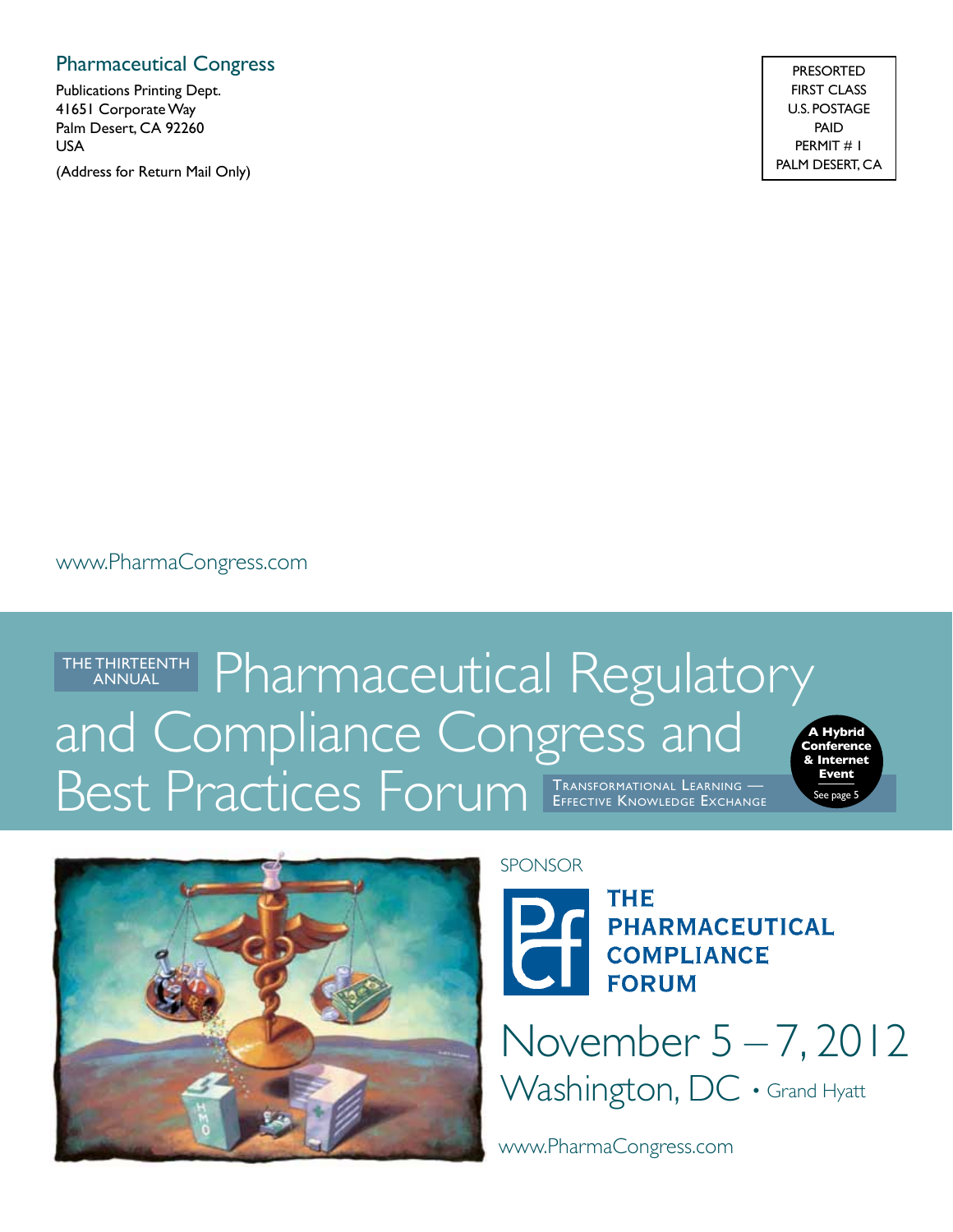Pharmaceutical Congress

Publications Printing Dept.
41651 Corporate Way
Palm Desert, CA 92260
USA

(Address for Return Mail Only)

PRESORTED
FIRST CLASS
U.S. POSTAGE
PAID
PERMIT # 1
PALM DESERT, CA

www.PharmaCongress.com

THE THIRTEENTH ANNUAL

# Pharmaceutical Regulatory and Compliance Congress and Best Practices Forum

TRANSFORMATIONAL LEARNING — EFFECTIVE KNOWLEDGE EXCHANGE

**A Hybrid Conference & Internet Event**
See page 5

SPONSOR

**THE PHARMACEUTICAL COMPLIANCE FORUM**

## November 5 – 7, 2012

Washington, DC • Grand Hyatt

www.PharmaCongress.com